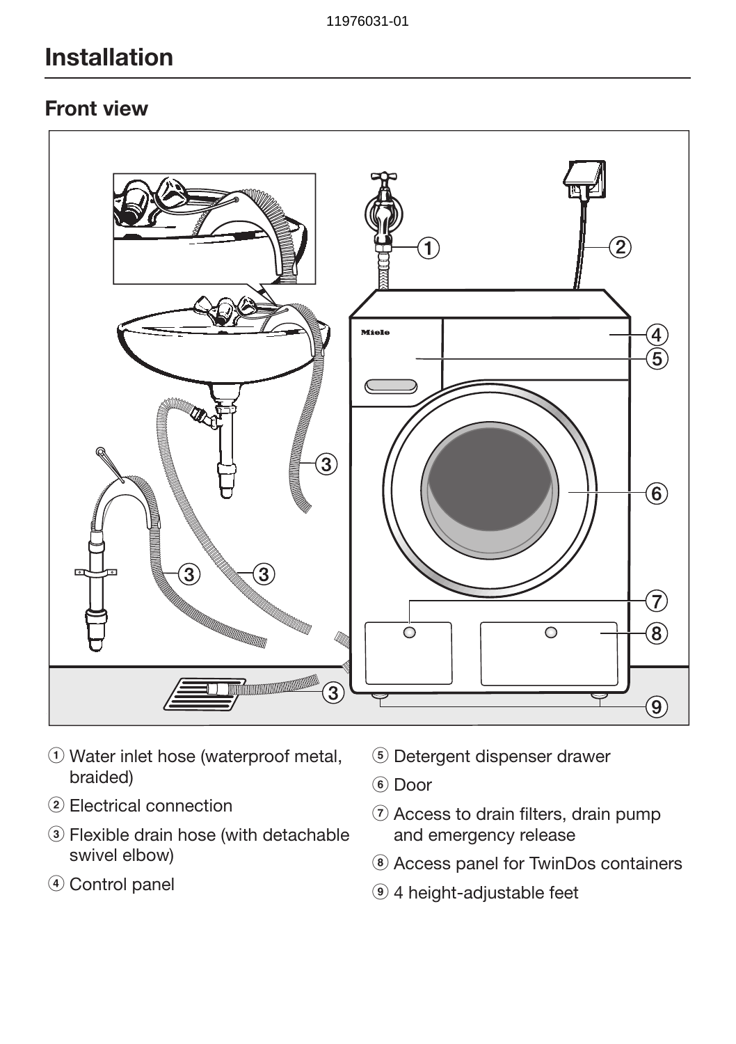# Installation

## Front view

① Water inlet hose (waterproof metal, braided)

② Electrical connection

③ Flexible drain hose (with detachable swivel elbow)

④ Control panel

⑤ Detergent dispenser drawer

⑥ Door

⑦ Access to drain filters, drain pump and emergency release

⑧ Access panel for TwinDos containers

⑨ 4 height-adjustable feet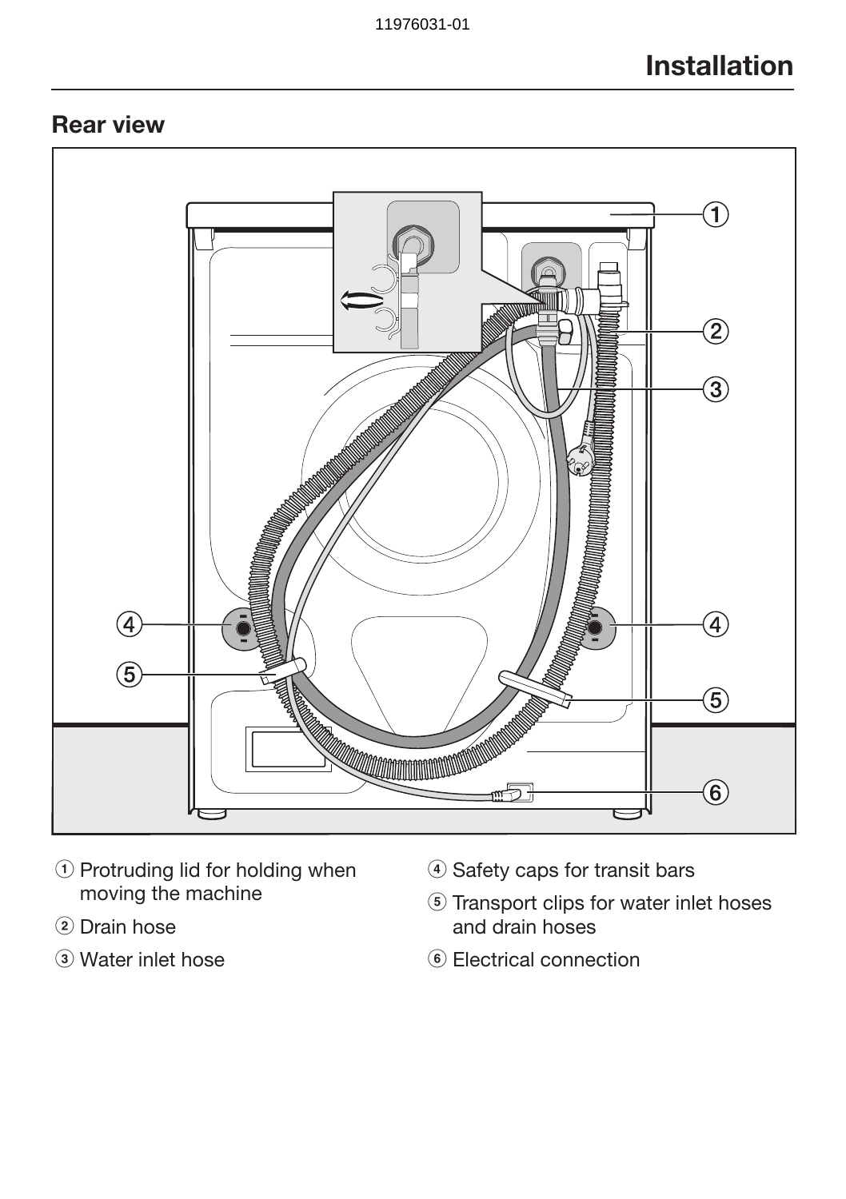# Installation

## Rear view

1. Protruding lid for holding when moving the machine
2. Drain hose
3. Water inlet hose
4. Safety caps for transit bars
5. Transport clips for water inlet hoses and drain hoses
6. Electrical connection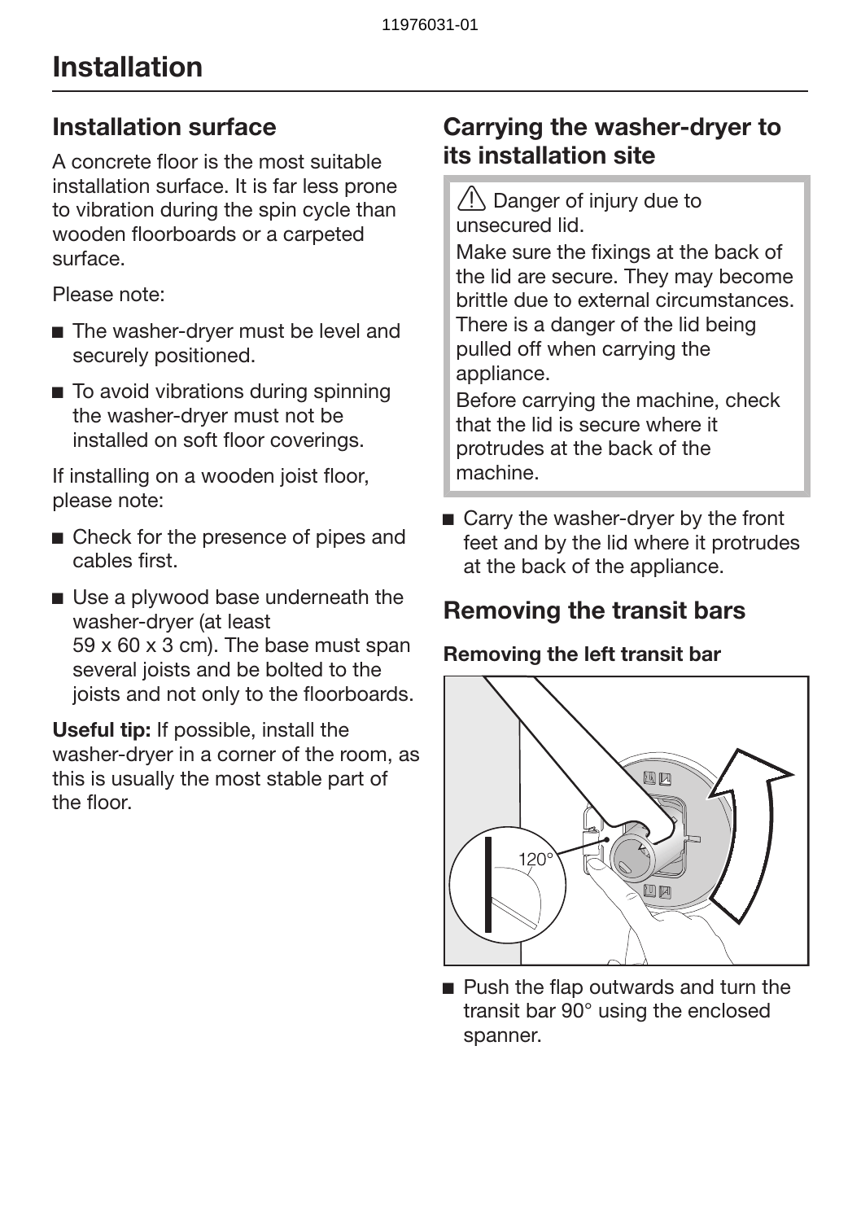# Installation

## Installation surface

A concrete floor is the most suitable installation surface. It is far less prone to vibration during the spin cycle than wooden floorboards or a carpeted surface.

Please note:

- The washer-dryer must be level and securely positioned.
- To avoid vibrations during spinning the washer-dryer must not be installed on soft floor coverings.

If installing on a wooden joist floor, please note:

- Check for the presence of pipes and cables first.
- Use a plywood base underneath the washer-dryer (at least 59 x 60 x 3 cm). The base must span several joists and be bolted to the joists and not only to the floorboards.

**Useful tip:** If possible, install the washer-dryer in a corner of the room, as this is usually the most stable part of the floor.

## Carrying the washer-dryer to its installation site

⚠ Danger of injury due to unsecured lid.
Make sure the fixings at the back of the lid are secure. They may become brittle due to external circumstances. There is a danger of the lid being pulled off when carrying the appliance.
Before carrying the machine, check that the lid is secure where it protrudes at the back of the machine.

- Carry the washer-dryer by the front feet and by the lid where it protrudes at the back of the appliance.

## Removing the transit bars

### Removing the left transit bar

- Push the flap outwards and turn the transit bar 90° using the enclosed spanner.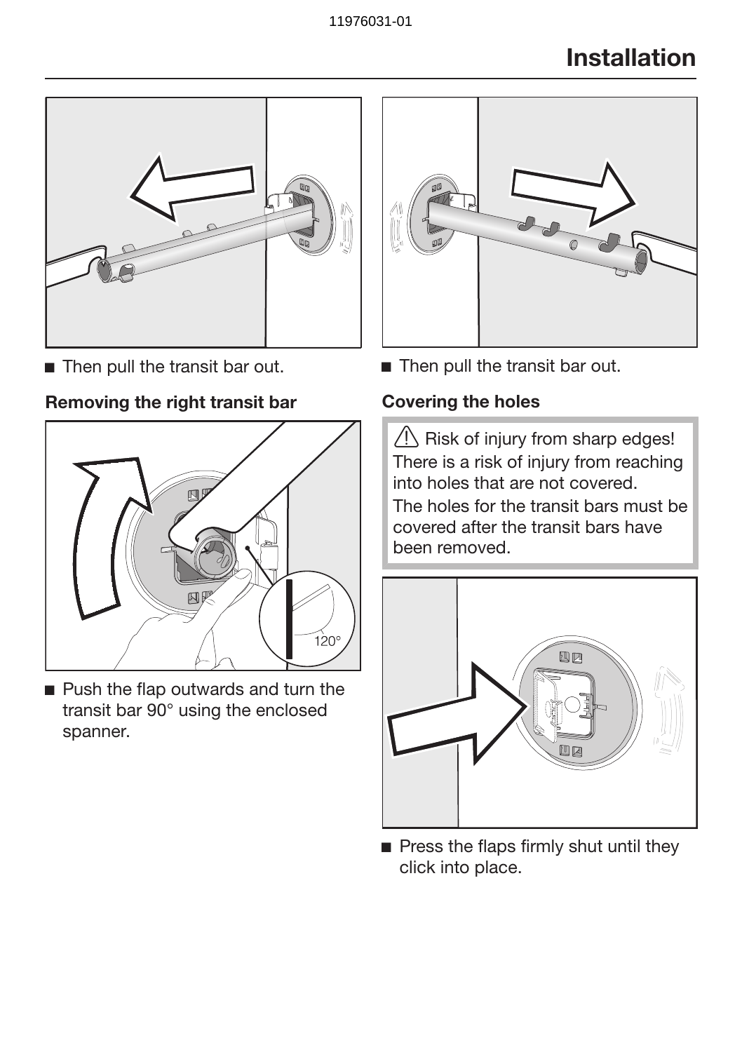# Installation

- Then pull the transit bar out.

### Removing the right transit bar

- Push the flap outwards and turn the transit bar 90° using the enclosed spanner.

- Then pull the transit bar out.

### Covering the holes

⚠ Risk of injury from sharp edges!
There is a risk of injury from reaching into holes that are not covered.
The holes for the transit bars must be covered after the transit bars have been removed.

- Press the flaps firmly shut until they click into place.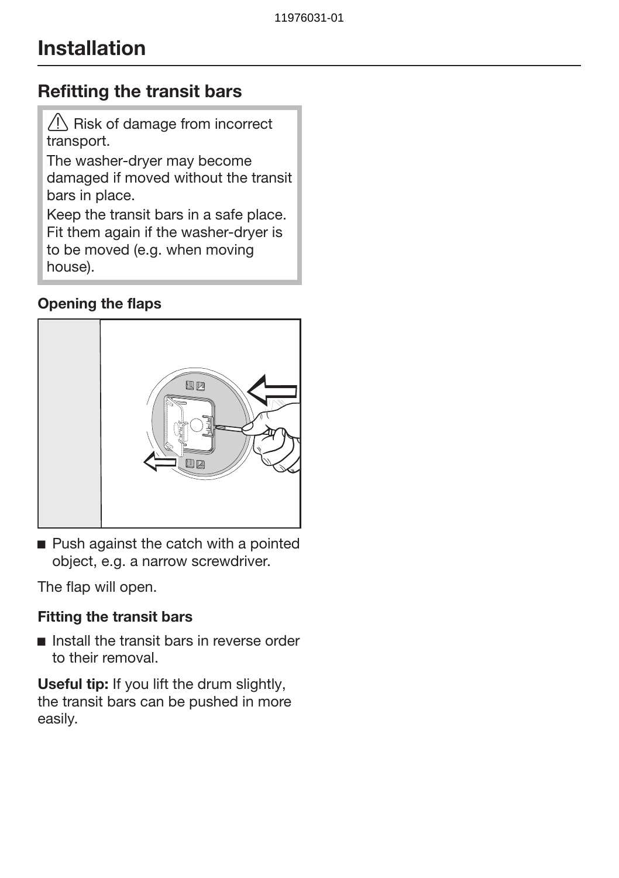# Installation

## Refitting the transit bars

⚠ Risk of damage from incorrect transport.

The washer-dryer may become damaged if moved without the transit bars in place.

Keep the transit bars in a safe place. Fit them again if the washer-dryer is to be moved (e.g. when moving house).

### Opening the flaps

- Push against the catch with a pointed object, e.g. a narrow screwdriver.

The flap will open.

### Fitting the transit bars

- Install the transit bars in reverse order to their removal.

**Useful tip:** If you lift the drum slightly, the transit bars can be pushed in more easily.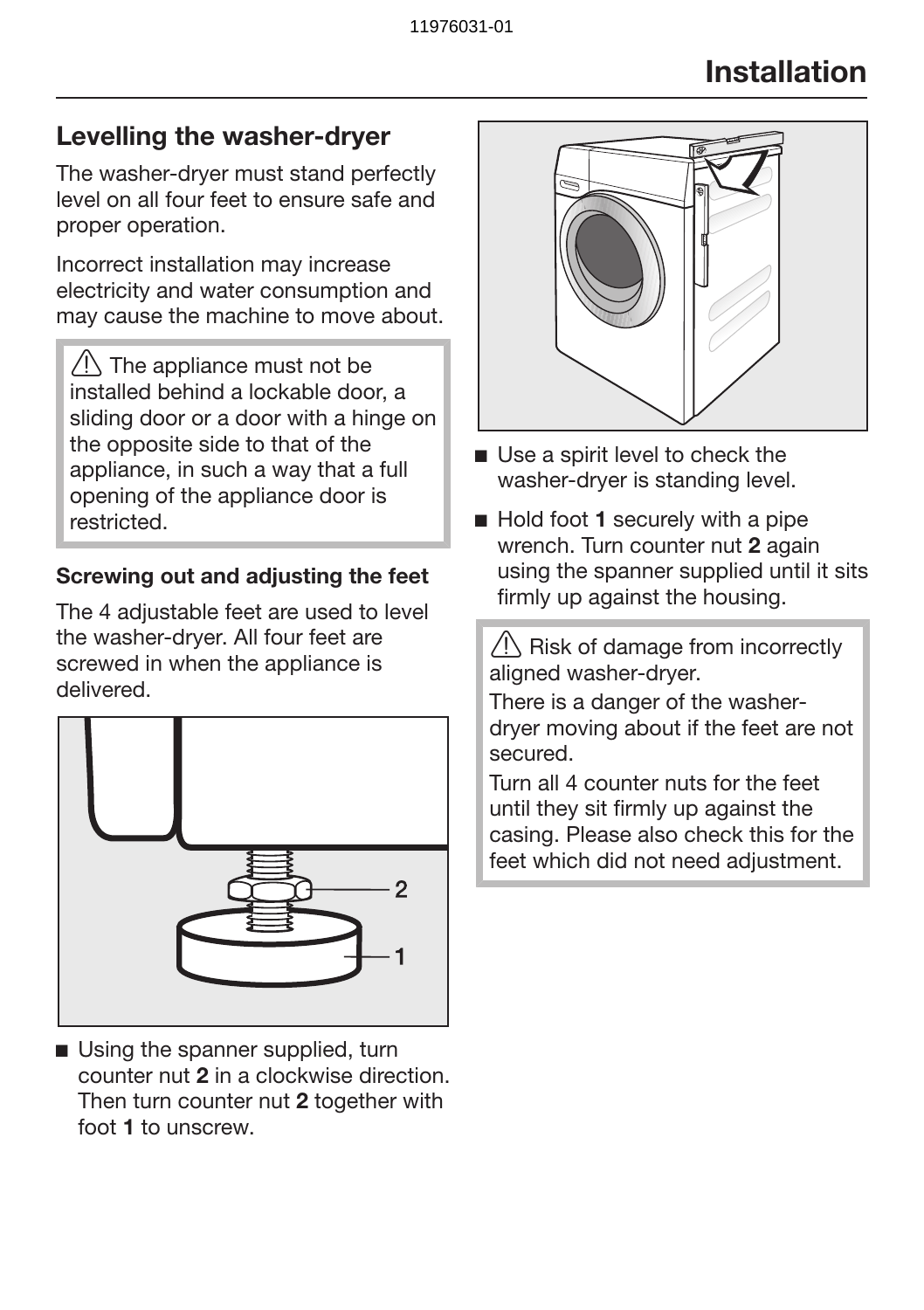# Installation

## Levelling the washer-dryer

The washer-dryer must stand perfectly level on all four feet to ensure safe and proper operation.

Incorrect installation may increase electricity and water consumption and may cause the machine to move about.

> ⚠ The appliance must not be installed behind a lockable door, a sliding door or a door with a hinge on the opposite side to that of the appliance, in such a way that a full opening of the appliance door is restricted.

### Screwing out and adjusting the feet

The 4 adjustable feet are used to level the washer-dryer. All four feet are screwed in when the appliance is delivered.

- Using the spanner supplied, turn counter nut **2** in a clockwise direction. Then turn counter nut **2** together with foot **1** to unscrew.

- Use a spirit level to check the washer-dryer is standing level.

- Hold foot **1** securely with a pipe wrench. Turn counter nut **2** again using the spanner supplied until it sits firmly up against the housing.

> ⚠ Risk of damage from incorrectly aligned washer-dryer.
> There is a danger of the washer-dryer moving about if the feet are not secured.
> Turn all 4 counter nuts for the feet until they sit firmly up against the casing. Please also check this for the feet which did not need adjustment.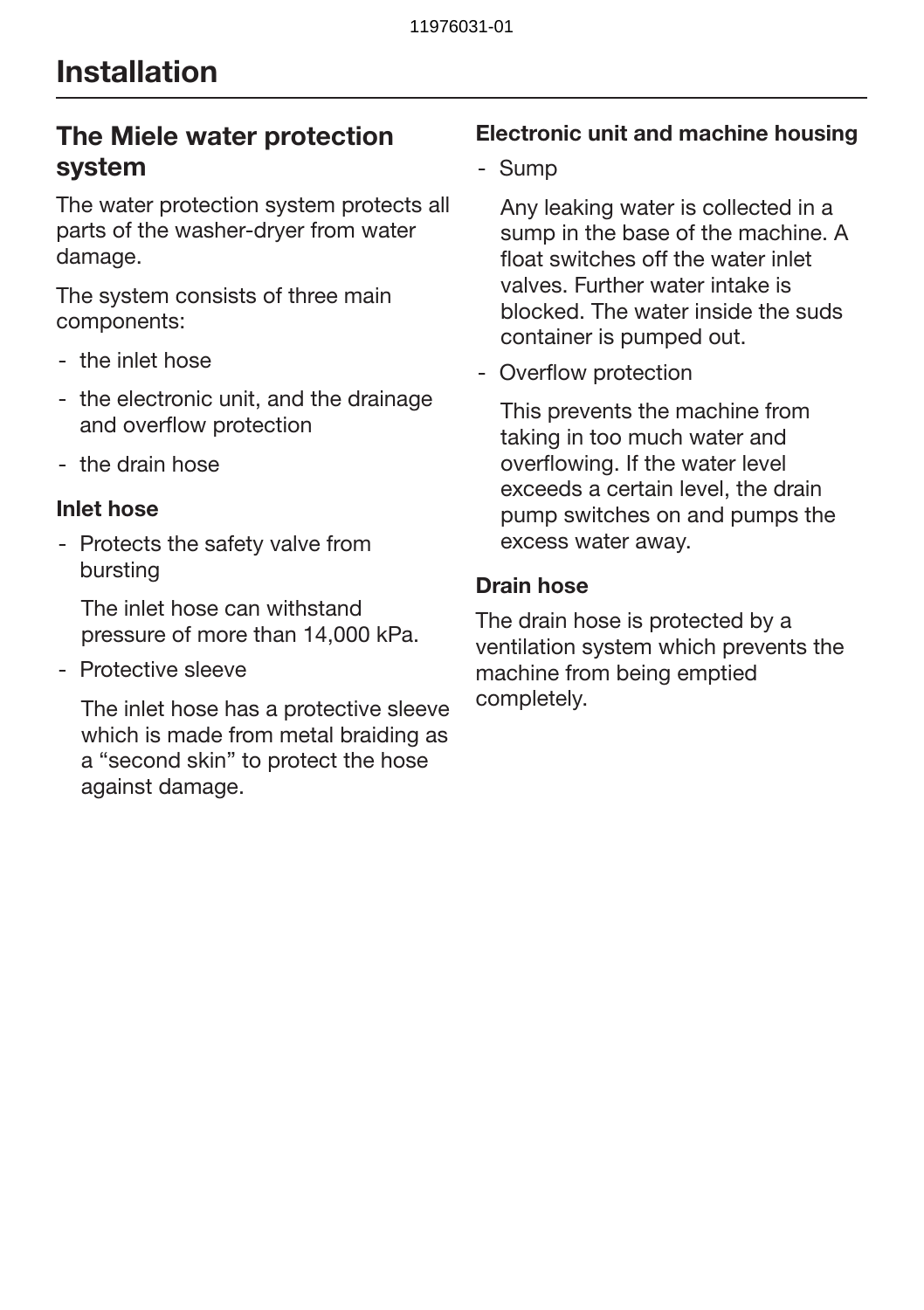# Installation

## The Miele water protection system

The water protection system protects all parts of the washer-dryer from water damage.

The system consists of three main components:

- the inlet hose
- the electronic unit, and the drainage and overflow protection
- the drain hose

### Inlet hose

- Protects the safety valve from bursting

  The inlet hose can withstand pressure of more than 14,000 kPa.

- Protective sleeve

  The inlet hose has a protective sleeve which is made from metal braiding as a “second skin” to protect the hose against damage.

### Electronic unit and machine housing

- Sump

  Any leaking water is collected in a sump in the base of the machine. A float switches off the water inlet valves. Further water intake is blocked. The water inside the suds container is pumped out.

- Overflow protection

  This prevents the machine from taking in too much water and overflowing. If the water level exceeds a certain level, the drain pump switches on and pumps the excess water away.

### Drain hose

The drain hose is protected by a ventilation system which prevents the machine from being emptied completely.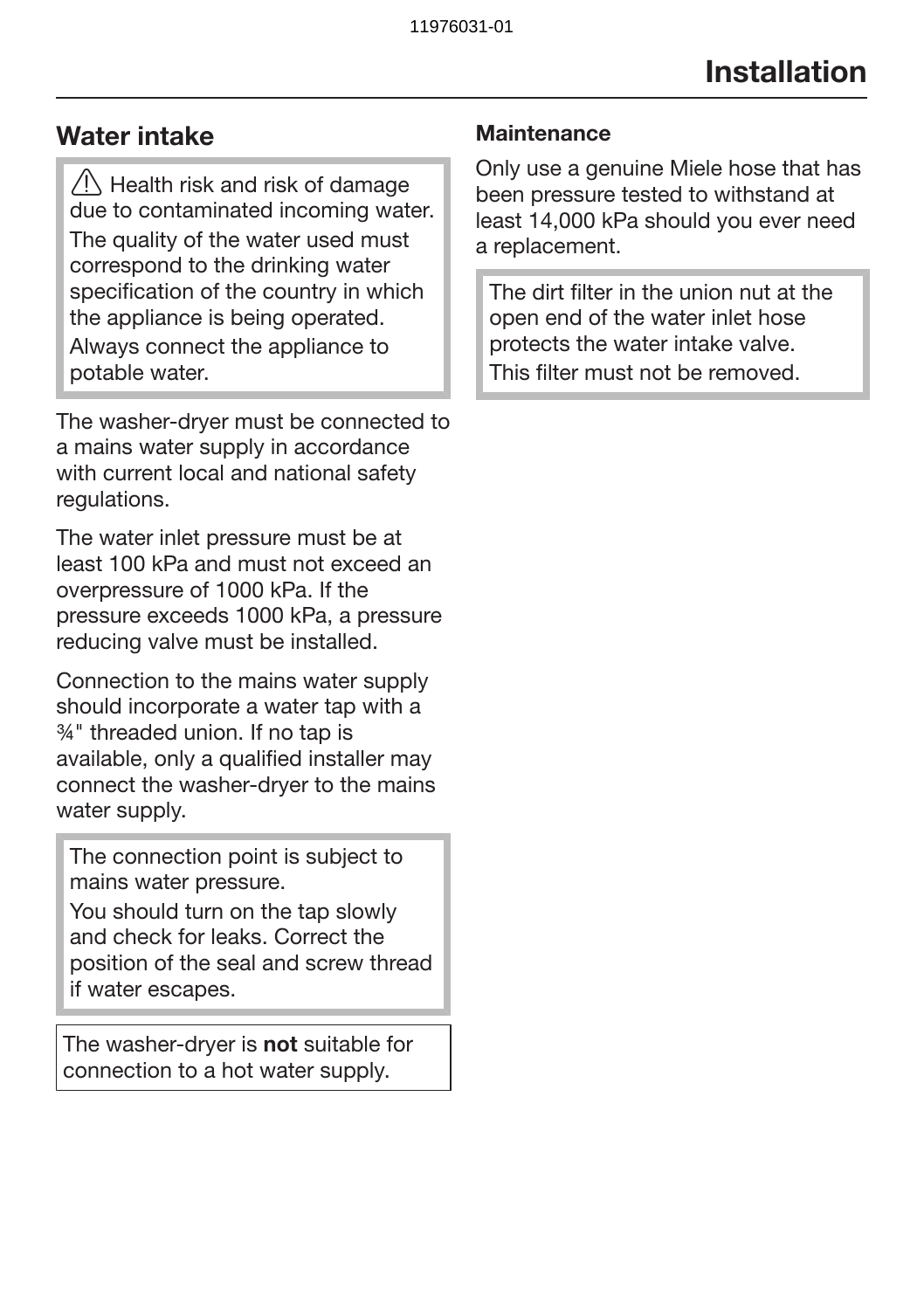## Water intake

⚠ Health risk and risk of damage due to contaminated incoming water.
The quality of the water used must correspond to the drinking water specification of the country in which the appliance is being operated.
Always connect the appliance to potable water.

The washer-dryer must be connected to a mains water supply in accordance with current local and national safety regulations.

The water inlet pressure must be at least 100 kPa and must not exceed an overpressure of 1000 kPa. If the pressure exceeds 1000 kPa, a pressure reducing valve must be installed.

Connection to the mains water supply should incorporate a water tap with a ¾" threaded union. If no tap is available, only a qualified installer may connect the washer-dryer to the mains water supply.

The connection point is subject to mains water pressure.
You should turn on the tap slowly and check for leaks. Correct the position of the seal and screw thread if water escapes.

The washer-dryer is **not** suitable for connection to a hot water supply.

### Maintenance

Only use a genuine Miele hose that has been pressure tested to withstand at least 14,000 kPa should you ever need a replacement.

The dirt filter in the union nut at the open end of the water inlet hose protects the water intake valve.
This filter must not be removed.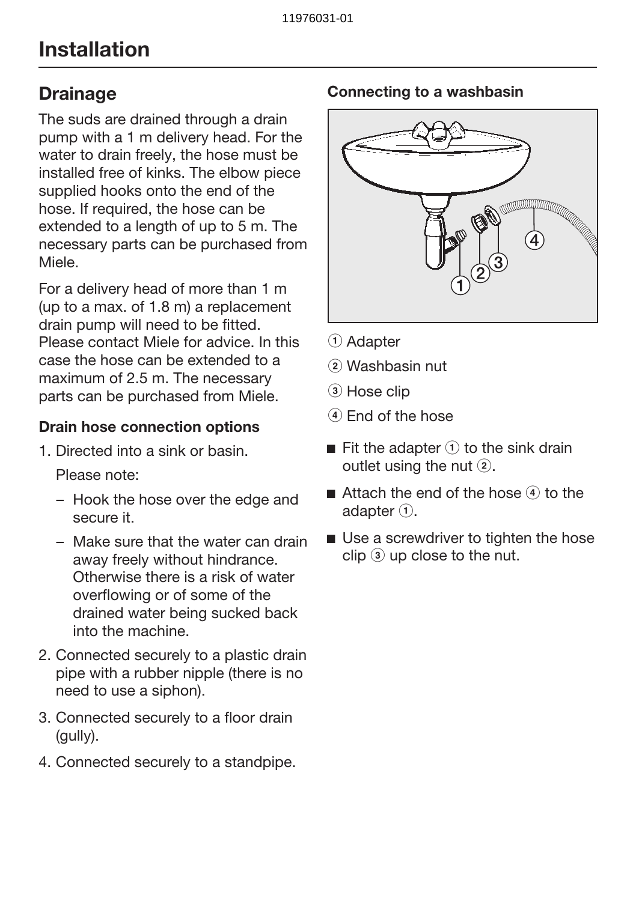# Installation

## Drainage

The suds are drained through a drain pump with a 1 m delivery head. For the water to drain freely, the hose must be installed free of kinks. The elbow piece supplied hooks onto the end of the hose. If required, the hose can be extended to a length of up to 5 m. The necessary parts can be purchased from Miele.

For a delivery head of more than 1 m (up to a max. of 1.8 m) a replacement drain pump will need to be fitted. Please contact Miele for advice. In this case the hose can be extended to a maximum of 2.5 m. The necessary parts can be purchased from Miele.

### Drain hose connection options

1. Directed into a sink or basin.

   Please note:

   – Hook the hose over the edge and secure it.

   – Make sure that the water can drain away freely without hindrance. Otherwise there is a risk of water overflowing or of some of the drained water being sucked back into the machine.

2. Connected securely to a plastic drain pipe with a rubber nipple (there is no need to use a siphon).

3. Connected securely to a floor drain (gully).

4. Connected securely to a standpipe.

### Connecting to a washbasin

① Adapter

② Washbasin nut

③ Hose clip

④ End of the hose

- Fit the adapter ① to the sink drain outlet using the nut ②.
- Attach the end of the hose ④ to the adapter ①.
- Use a screwdriver to tighten the hose clip ③ up close to the nut.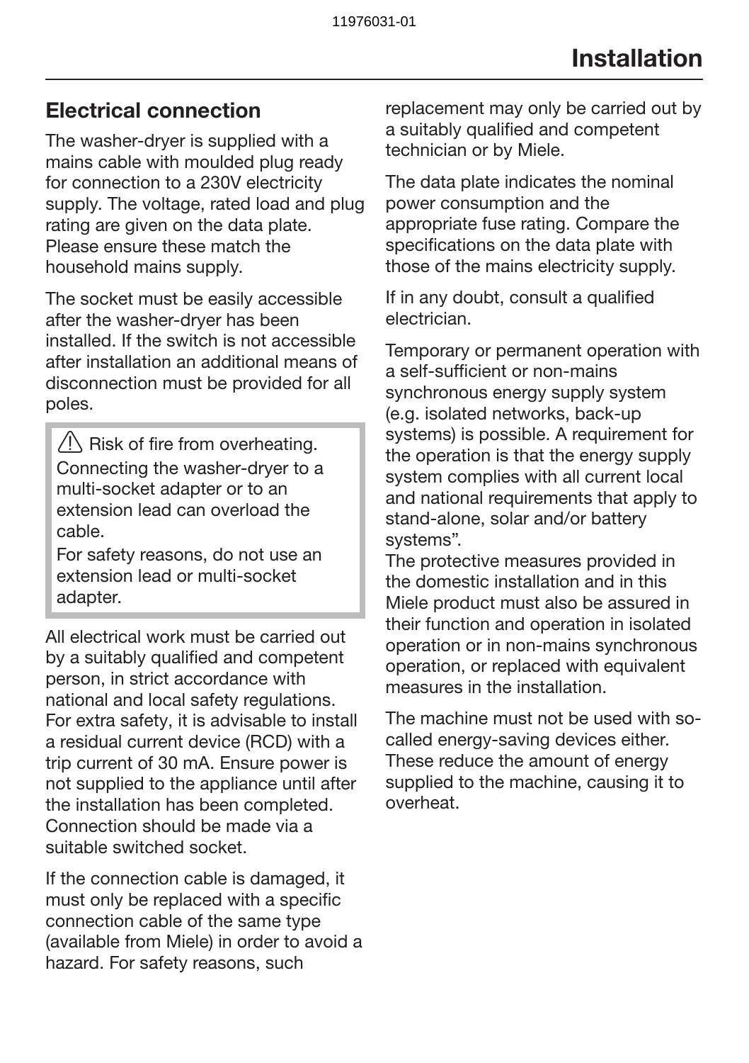# Installation

## Electrical connection

The washer-dryer is supplied with a mains cable with moulded plug ready for connection to a 230V electricity supply. The voltage, rated load and plug rating are given on the data plate. Please ensure these match the household mains supply.

The socket must be easily accessible after the washer-dryer has been installed. If the switch is not accessible after installation an additional means of disconnection must be provided for all poles.

> ⚠ Risk of fire from overheating.
> Connecting the washer-dryer to a multi-socket adapter or to an extension lead can overload the cable.
> For safety reasons, do not use an extension lead or multi-socket adapter.

All electrical work must be carried out by a suitably qualified and competent person, in strict accordance with national and local safety regulations. For extra safety, it is advisable to install a residual current device (RCD) with a trip current of 30 mA. Ensure power is not supplied to the appliance until after the installation has been completed. Connection should be made via a suitable switched socket.

If the connection cable is damaged, it must only be replaced with a specific connection cable of the same type (available from Miele) in order to avoid a hazard. For safety reasons, such replacement may only be carried out by a suitably qualified and competent technician or by Miele.

The data plate indicates the nominal power consumption and the appropriate fuse rating. Compare the specifications on the data plate with those of the mains electricity supply.

If in any doubt, consult a qualified electrician.

Temporary or permanent operation with a self-sufficient or non-mains synchronous energy supply system (e.g. isolated networks, back-up systems) is possible. A requirement for the operation is that the energy supply system complies with all current local and national requirements that apply to stand-alone, solar and/or battery systems".
The protective measures provided in the domestic installation and in this Miele product must also be assured in their function and operation in isolated operation or in non-mains synchronous operation, or replaced with equivalent measures in the installation.

The machine must not be used with so-called energy-saving devices either. These reduce the amount of energy supplied to the machine, causing it to overheat.